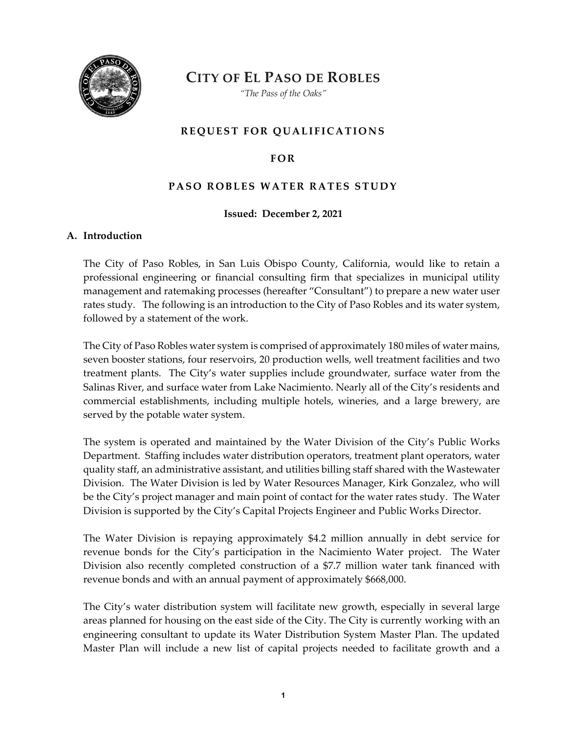# CITY OF EL PASO DE ROBLES

*"The Pass of the Oaks"*

## REQUEST FOR QUALIFICATIONS

## FOR

## PASO ROBLES WATER RATES STUDY

**Issued: December 2, 2021**

### A. Introduction

The City of Paso Robles, in San Luis Obispo County, California, would like to retain a professional engineering or financial consulting firm that specializes in municipal utility management and ratemaking processes (hereafter "Consultant") to prepare a new water user rates study. The following is an introduction to the City of Paso Robles and its water system, followed by a statement of the work.

The City of Paso Robles water system is comprised of approximately 180 miles of water mains, seven booster stations, four reservoirs, 20 production wells, well treatment facilities and two treatment plants. The City's water supplies include groundwater, surface water from the Salinas River, and surface water from Lake Nacimiento. Nearly all of the City's residents and commercial establishments, including multiple hotels, wineries, and a large brewery, are served by the potable water system.

The system is operated and maintained by the Water Division of the City's Public Works Department. Staffing includes water distribution operators, treatment plant operators, water quality staff, an administrative assistant, and utilities billing staff shared with the Wastewater Division. The Water Division is led by Water Resources Manager, Kirk Gonzalez, who will be the City's project manager and main point of contact for the water rates study. The Water Division is supported by the City's Capital Projects Engineer and Public Works Director.

The Water Division is repaying approximately $4.2 million annually in debt service for revenue bonds for the City's participation in the Nacimiento Water project. The Water Division also recently completed construction of a $7.7 million water tank financed with revenue bonds and with an annual payment of approximately $668,000.

The City's water distribution system will facilitate new growth, especially in several large areas planned for housing on the east side of the City. The City is currently working with an engineering consultant to update its Water Distribution System Master Plan. The updated Master Plan will include a new list of capital projects needed to facilitate growth and a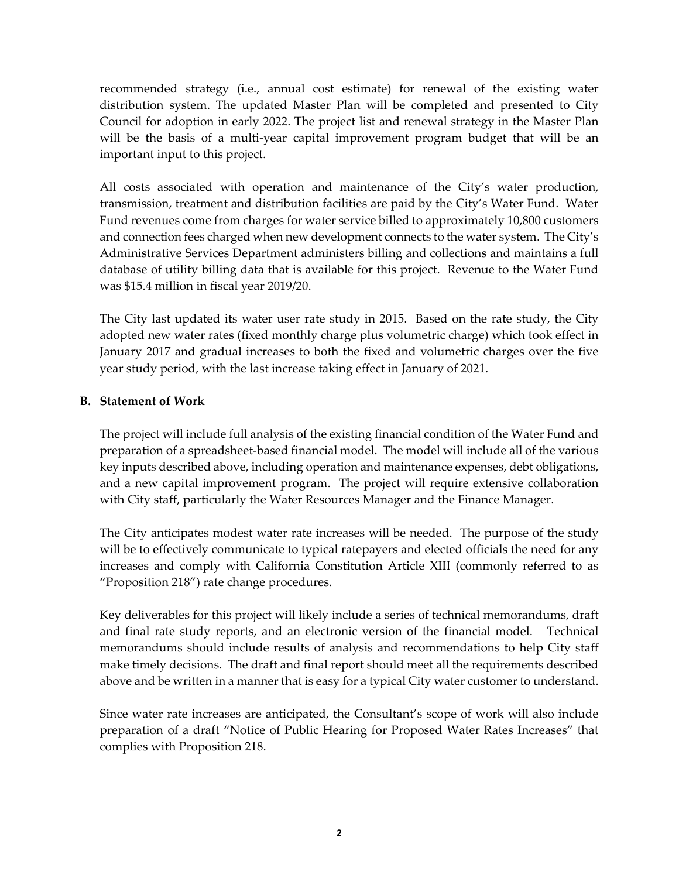recommended strategy (i.e., annual cost estimate) for renewal of the existing water distribution system. The updated Master Plan will be completed and presented to City Council for adoption in early 2022. The project list and renewal strategy in the Master Plan will be the basis of a multi-year capital improvement program budget that will be an important input to this project.

All costs associated with operation and maintenance of the City's water production, transmission, treatment and distribution facilities are paid by the City's Water Fund. Water Fund revenues come from charges for water service billed to approximately 10,800 customers and connection fees charged when new development connects to the water system. The City's Administrative Services Department administers billing and collections and maintains a full database of utility billing data that is available for this project. Revenue to the Water Fund was $15.4 million in fiscal year 2019/20.

The City last updated its water user rate study in 2015. Based on the rate study, the City adopted new water rates (fixed monthly charge plus volumetric charge) which took effect in January 2017 and gradual increases to both the fixed and volumetric charges over the five year study period, with the last increase taking effect in January of 2021.

**B. Statement of Work**

The project will include full analysis of the existing financial condition of the Water Fund and preparation of a spreadsheet-based financial model. The model will include all of the various key inputs described above, including operation and maintenance expenses, debt obligations, and a new capital improvement program. The project will require extensive collaboration with City staff, particularly the Water Resources Manager and the Finance Manager.

The City anticipates modest water rate increases will be needed. The purpose of the study will be to effectively communicate to typical ratepayers and elected officials the need for any increases and comply with California Constitution Article XIII (commonly referred to as "Proposition 218") rate change procedures.

Key deliverables for this project will likely include a series of technical memorandums, draft and final rate study reports, and an electronic version of the financial model. Technical memorandums should include results of analysis and recommendations to help City staff make timely decisions. The draft and final report should meet all the requirements described above and be written in a manner that is easy for a typical City water customer to understand.

Since water rate increases are anticipated, the Consultant's scope of work will also include preparation of a draft "Notice of Public Hearing for Proposed Water Rates Increases" that complies with Proposition 218.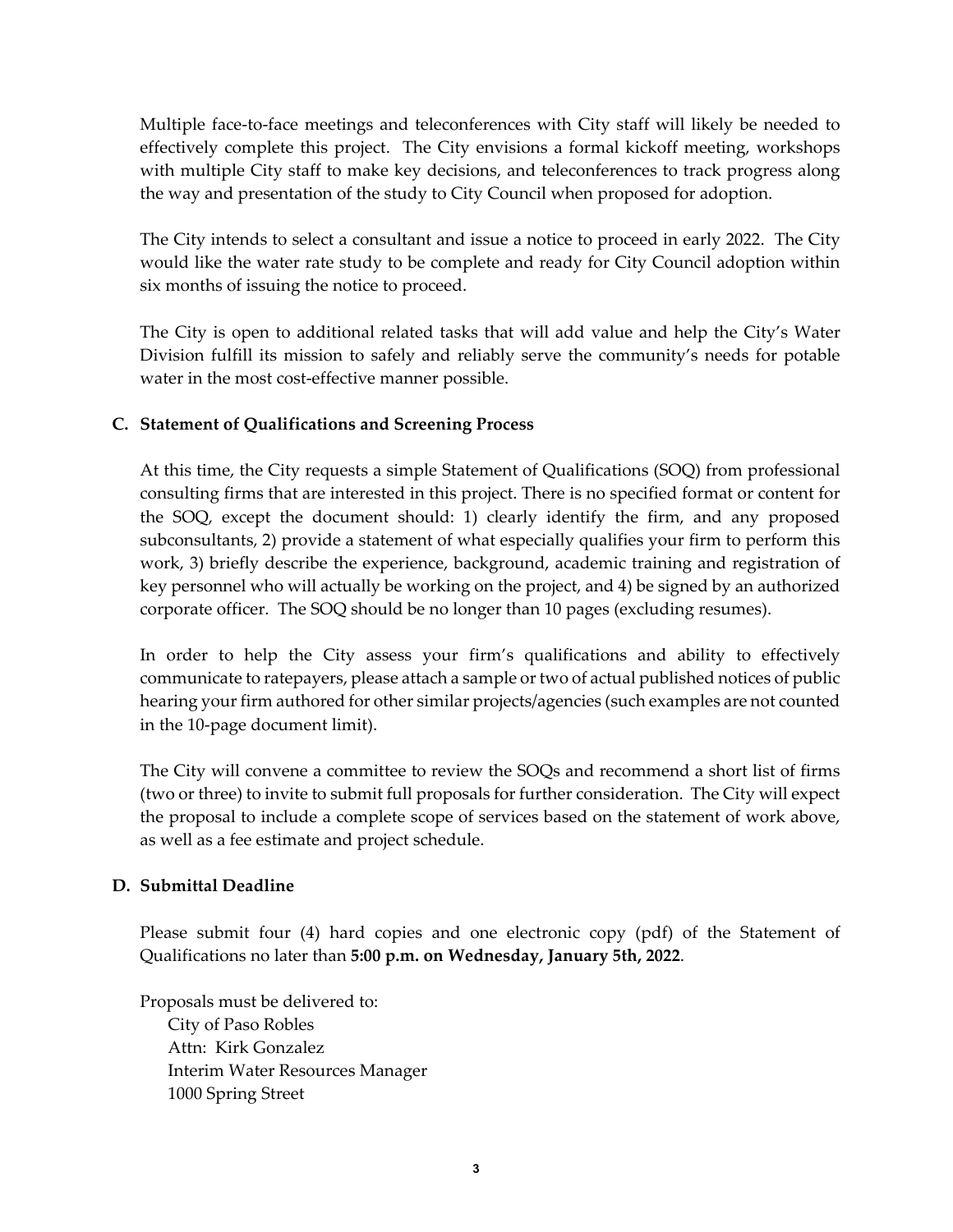Multiple face-to-face meetings and teleconferences with City staff will likely be needed to effectively complete this project. The City envisions a formal kickoff meeting, workshops with multiple City staff to make key decisions, and teleconferences to track progress along the way and presentation of the study to City Council when proposed for adoption.

The City intends to select a consultant and issue a notice to proceed in early 2022. The City would like the water rate study to be complete and ready for City Council adoption within six months of issuing the notice to proceed.

The City is open to additional related tasks that will add value and help the City's Water Division fulfill its mission to safely and reliably serve the community's needs for potable water in the most cost-effective manner possible.

### C. Statement of Qualifications and Screening Process

At this time, the City requests a simple Statement of Qualifications (SOQ) from professional consulting firms that are interested in this project. There is no specified format or content for the SOQ, except the document should: 1) clearly identify the firm, and any proposed subconsultants, 2) provide a statement of what especially qualifies your firm to perform this work, 3) briefly describe the experience, background, academic training and registration of key personnel who will actually be working on the project, and 4) be signed by an authorized corporate officer. The SOQ should be no longer than 10 pages (excluding resumes).

In order to help the City assess your firm's qualifications and ability to effectively communicate to ratepayers, please attach a sample or two of actual published notices of public hearing your firm authored for other similar projects/agencies (such examples are not counted in the 10-page document limit).

The City will convene a committee to review the SOQs and recommend a short list of firms (two or three) to invite to submit full proposals for further consideration. The City will expect the proposal to include a complete scope of services based on the statement of work above, as well as a fee estimate and project schedule.

### D. Submittal Deadline

Please submit four (4) hard copies and one electronic copy (pdf) of the Statement of Qualifications no later than **5:00 p.m. on Wednesday, January 5th, 2022**.

Proposals must be delivered to:

City of Paso Robles
Attn: Kirk Gonzalez
Interim Water Resources Manager
1000 Spring Street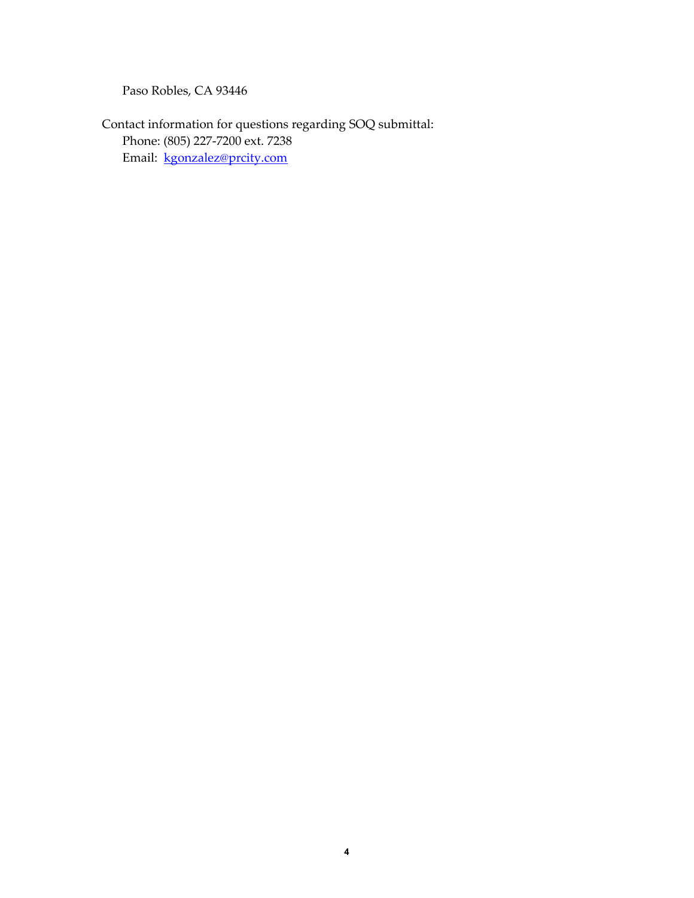Paso Robles, CA 93446

Contact information for questions regarding SOQ submittal:

Phone: (805) 227-7200 ext. 7238

Email: [kgonzalez@prcity.com](mailto:kgonzalez@prcity.com)